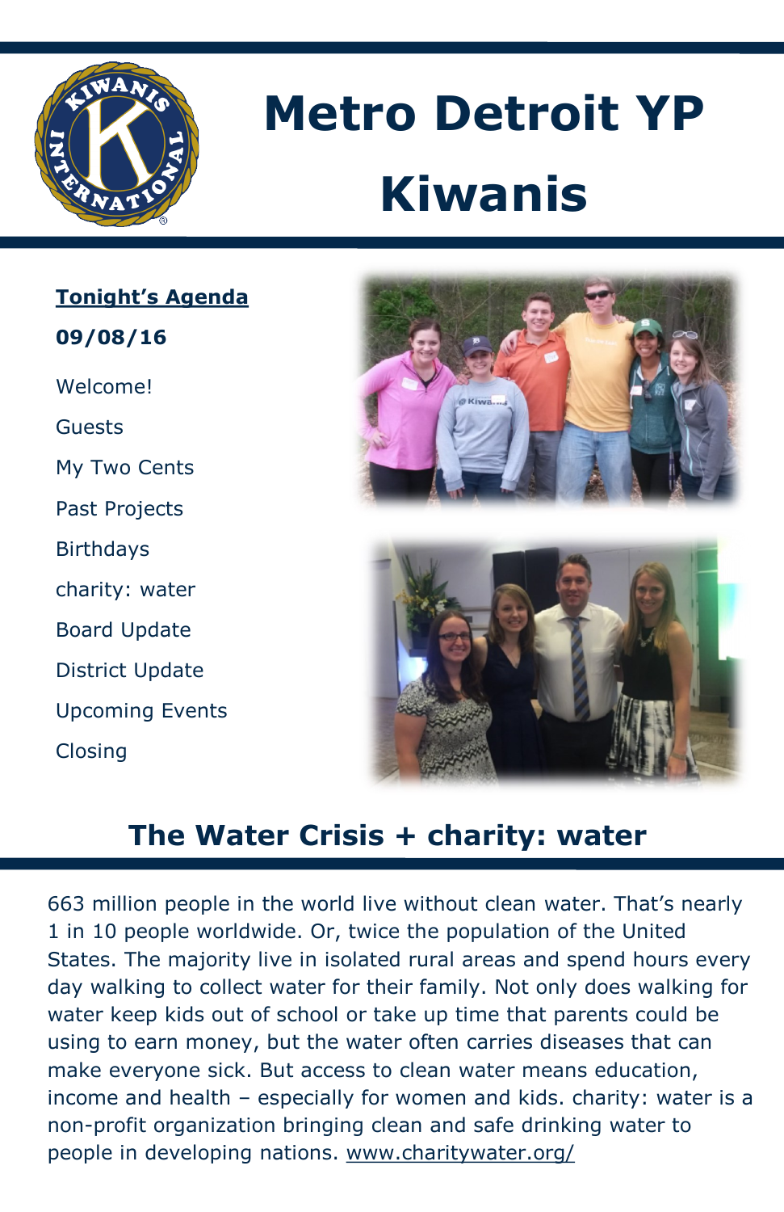# Metro Detroit YP Kiwanis

**Tonight's Agenda**

**09/08/16**

Welcome!

Guests

My Two Cents

Past Projects

Birthdays

charity: water

Board Update

District Update

Upcoming Events

Closing

## The Water Crisis + charity: water

663 million people in the world live without clean water. That's nearly 1 in 10 people worldwide. Or, twice the population of the United States. The majority live in isolated rural areas and spend hours every day walking to collect water for their family. Not only does walking for water keep kids out of school or take up time that parents could be using to earn money, but the water often carries diseases that can make everyone sick. But access to clean water means education, income and health – especially for women and kids. charity: water is a non-profit organization bringing clean and safe drinking water to people in developing nations. www.charitywater.org/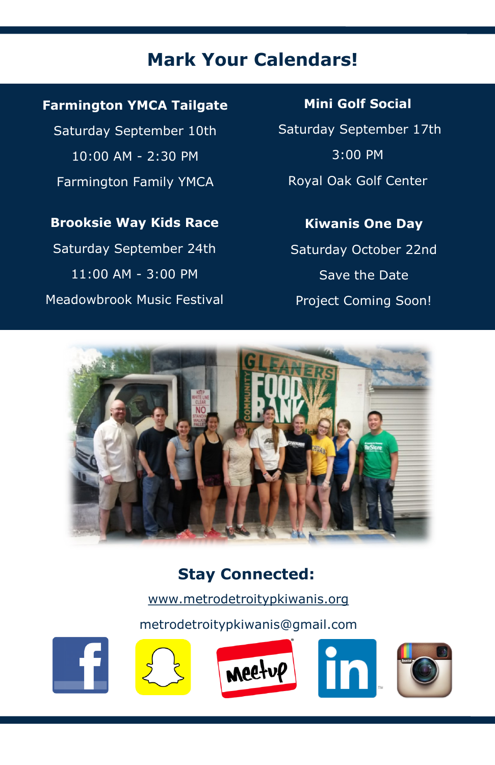## Mark Your Calendars!

**Farmington YMCA Tailgate**
Saturday September 10th
10:00 AM - 2:30 PM
Farmington Family YMCA

**Mini Golf Social**
Saturday September 17th
3:00 PM
Royal Oak Golf Center

**Brooksie Way Kids Race**
Saturday September 24th
11:00 AM - 3:00 PM
Meadowbrook Music Festival

**Kiwanis One Day**
Saturday October 22nd
Save the Date
Project Coming Soon!

## Stay Connected:

www.metrodetroitypkiwanis.org

metrodetroitypkiwanis@gmail.com